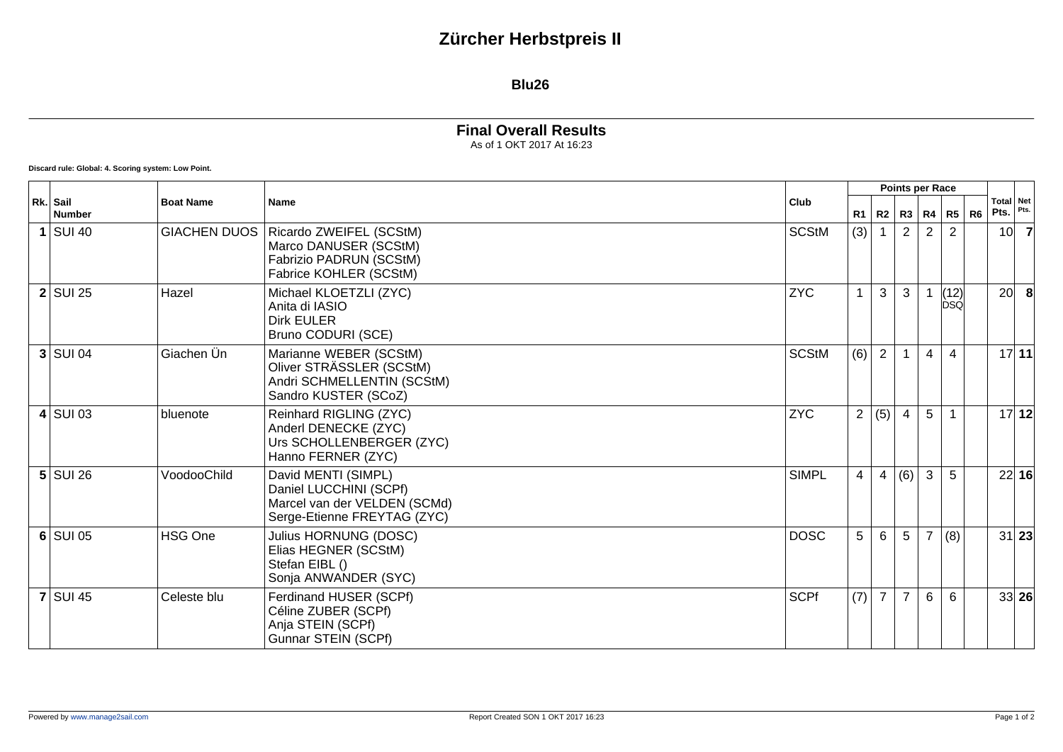# Zürcher Herbstpreis II

## Blu26

### Final Overall Results

As of 1 OKT 2017 At 16:23

**Discard rule: Global: 4. Scoring system: Low Point.**

| Rk. | Sail Number | Boat Name | Name | Club | Points per Race | | | | | | Total Pts. | Net Pts. |
|---|---|---|---|---|---|---|---|---|---|---|---|---|
| | | | | | R1 | R2 | R3 | R4 | R5 | R6 | | |
| **1** | SUI 40 | GIACHEN DUOS | Ricardo ZWEIFEL (SCStM)<br>Marco DANUSER (SCStM)<br>Fabrizio PADRUN (SCStM)<br>Fabrice KOHLER (SCStM) | SCStM | (3) | 1 | 2 | 2 | 2 | | 10 | **7** |
| **2** | SUI 25 | Hazel | Michael KLOETZLI (ZYC)<br>Anita di IASIO<br>Dirk EULER<br>Bruno CODURI (SCE) | ZYC | 1 | 3 | 3 | 1 | (12) DSQ | | 20 | **8** |
| **3** | SUI 04 | Giachen Ün | Marianne WEBER (SCStM)<br>Oliver STRÄSSLER (SCStM)<br>Andri SCHMELLENTIN (SCStM)<br>Sandro KUSTER (SCoZ) | SCStM | (6) | 2 | 1 | 4 | 4 | | 17 | **11** |
| **4** | SUI 03 | bluenote | Reinhard RIGLING (ZYC)<br>Anderl DENECKE (ZYC)<br>Urs SCHOLLENBERGER (ZYC)<br>Hanno FERNER (ZYC) | ZYC | 2 | (5) | 4 | 5 | 1 | | 17 | **12** |
| **5** | SUI 26 | VoodooChild | David MENTI (SIMPL)<br>Daniel LUCCHINI (SCPf)<br>Marcel van der VELDEN (SCMd)<br>Serge-Etienne FREYTAG (ZYC) | SIMPL | 4 | 4 | (6) | 3 | 5 | | 22 | **16** |
| **6** | SUI 05 | HSG One | Julius HORNUNG (DOSC)<br>Elias HEGNER (SCStM)<br>Stefan EIBL ()<br>Sonja ANWANDER (SYC) | DOSC | 5 | 6 | 5 | 7 | (8) | | 31 | **23** |
| **7** | SUI 45 | Celeste blu | Ferdinand HUSER (SCPf)<br>Céline ZUBER (SCPf)<br>Anja STEIN (SCPf)<br>Gunnar STEIN (SCPf) | SCPf | (7) | 7 | 7 | 6 | 6 | | 33 | **26** |

Powered by www.manage2sail.com

Report Created SON 1 OKT 2017 16:23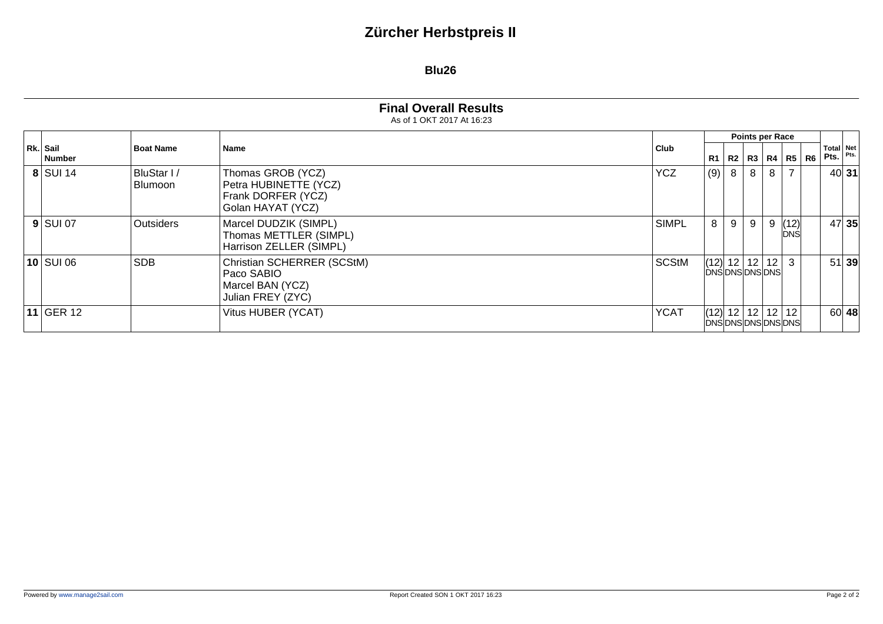# Zürcher Herbstpreis II

## Blu26

### Final Overall Results

As of 1 OKT 2017 At 16:23

| Rk. | Sail Number | Boat Name | Name | Club | Points per Race | | | | | | Total Pts. | Net Pts. |
|---|---|---|---|---|---|---|---|---|---|---|---|---|
| | | | | | R1 | R2 | R3 | R4 | R5 | R6 | | |
| **8** | SUI 14 | BluStar I / Blumoon | Thomas GROB (YCZ)<br>Petra HUBINETTE (YCZ)<br>Frank DORFER (YCZ)<br>Golan HAYAT (YCZ) | YCZ | (9) | 8 | 8 | 8 | 7 | | 40 | **31** |
| **9** | SUI 07 | Outsiders | Marcel DUDZIK (SIMPL)<br>Thomas METTLER (SIMPL)<br>Harrison ZELLER (SIMPL) | SIMPL | 8 | 9 | 9 | 9 | (12) DNS | | 47 | **35** |
| **10** | SUI 06 | SDB | Christian SCHERRER (SCStM)<br>Paco SABIO<br>Marcel BAN (YCZ)<br>Julian FREY (ZYC) | SCStM | (12) DNS | 12 DNS | 12 DNS | 12 DNS | 3 | | 51 | **39** |
| **11** | GER 12 | | Vitus HUBER (YCAT) | YCAT | (12) DNS | 12 DNS | 12 DNS | 12 DNS | 12 DNS | | 60 | **48** |